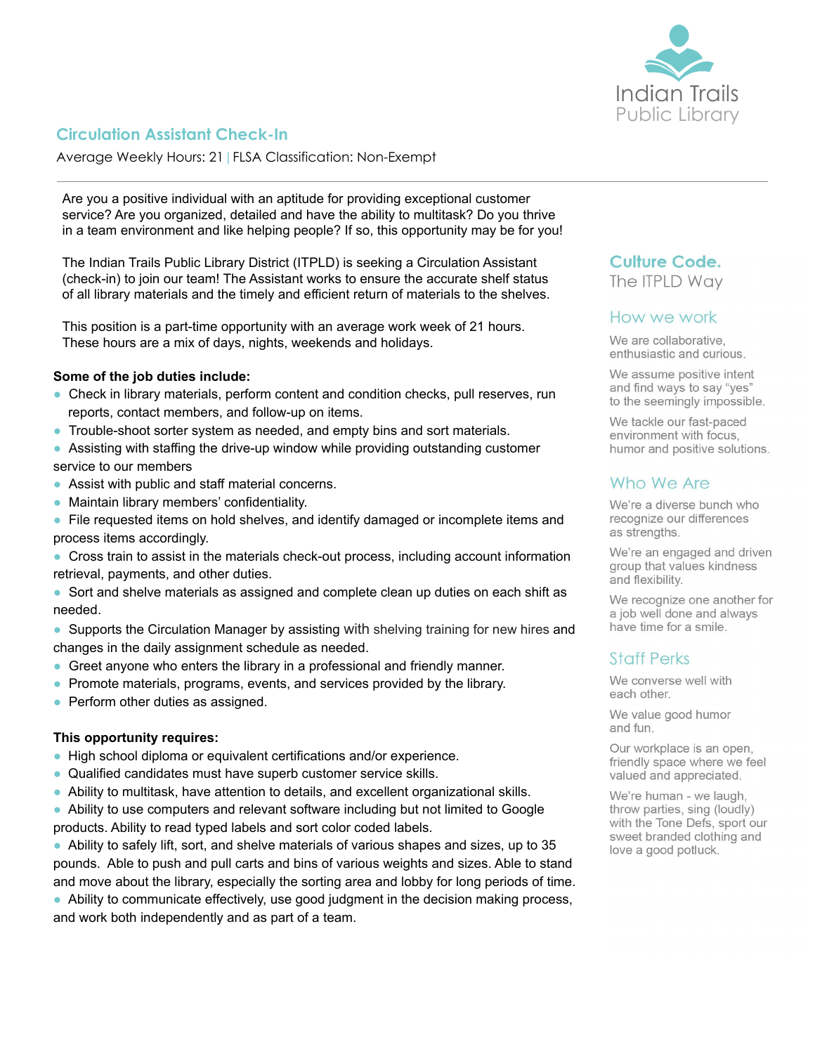Indian Trails Public Library

## Circulation Assistant Check-In

Average Weekly Hours: 21 | FLSA Classification: Non-Exempt

Are you a positive individual with an aptitude for providing exceptional customer service? Are you organized, detailed and have the ability to multitask? Do you thrive in a team environment and like helping people? If so, this opportunity may be for you!

The Indian Trails Public Library District (ITPLD) is seeking a Circulation Assistant (check-in) to join our team! The Assistant works to ensure the accurate shelf status of all library materials and the timely and efficient return of materials to the shelves.

This position is a part-time opportunity with an average work week of 21 hours. These hours are a mix of days, nights, weekends and holidays.

**Some of the job duties include:**

- Check in library materials, perform content and condition checks, pull reserves, run reports, contact members, and follow-up on items.
- Trouble-shoot sorter system as needed, and empty bins and sort materials.
- Assisting with staffing the drive-up window while providing outstanding customer service to our members
- Assist with public and staff material concerns.
- Maintain library members' confidentiality.
- File requested items on hold shelves, and identify damaged or incomplete items and process items accordingly.
- Cross train to assist in the materials check-out process, including account information retrieval, payments, and other duties.
- Sort and shelve materials as assigned and complete clean up duties on each shift as needed.
- Supports the Circulation Manager by assisting with shelving training for new hires and changes in the daily assignment schedule as needed.
- Greet anyone who enters the library in a professional and friendly manner.
- Promote materials, programs, events, and services provided by the library.
- Perform other duties as assigned.

**This opportunity requires:**

- High school diploma or equivalent certifications and/or experience.
- Qualified candidates must have superb customer service skills.
- Ability to multitask, have attention to details, and excellent organizational skills.
- Ability to use computers and relevant software including but not limited to Google products. Ability to read typed labels and sort color coded labels.
- Ability to safely lift, sort, and shelve materials of various shapes and sizes, up to 35 pounds. Able to push and pull carts and bins of various weights and sizes. Able to stand and move about the library, especially the sorting area and lobby for long periods of time.
- Ability to communicate effectively, use good judgment in the decision making process, and work both independently and as part of a team.

## Culture Code.

The ITPLD Way

### How we work

We are collaborative, enthusiastic and curious.

We assume positive intent and find ways to say "yes" to the seemingly impossible.

We tackle our fast-paced environment with focus, humor and positive solutions.

### Who We Are

We're a diverse bunch who recognize our differences as strengths.

We're an engaged and driven group that values kindness and flexibility.

We recognize one another for a job well done and always have time for a smile.

### Staff Perks

We converse well with each other.

We value good humor and fun.

Our workplace is an open, friendly space where we feel valued and appreciated.

We're human - we laugh, throw parties, sing (loudly) with the Tone Defs, sport our sweet branded clothing and love a good potluck.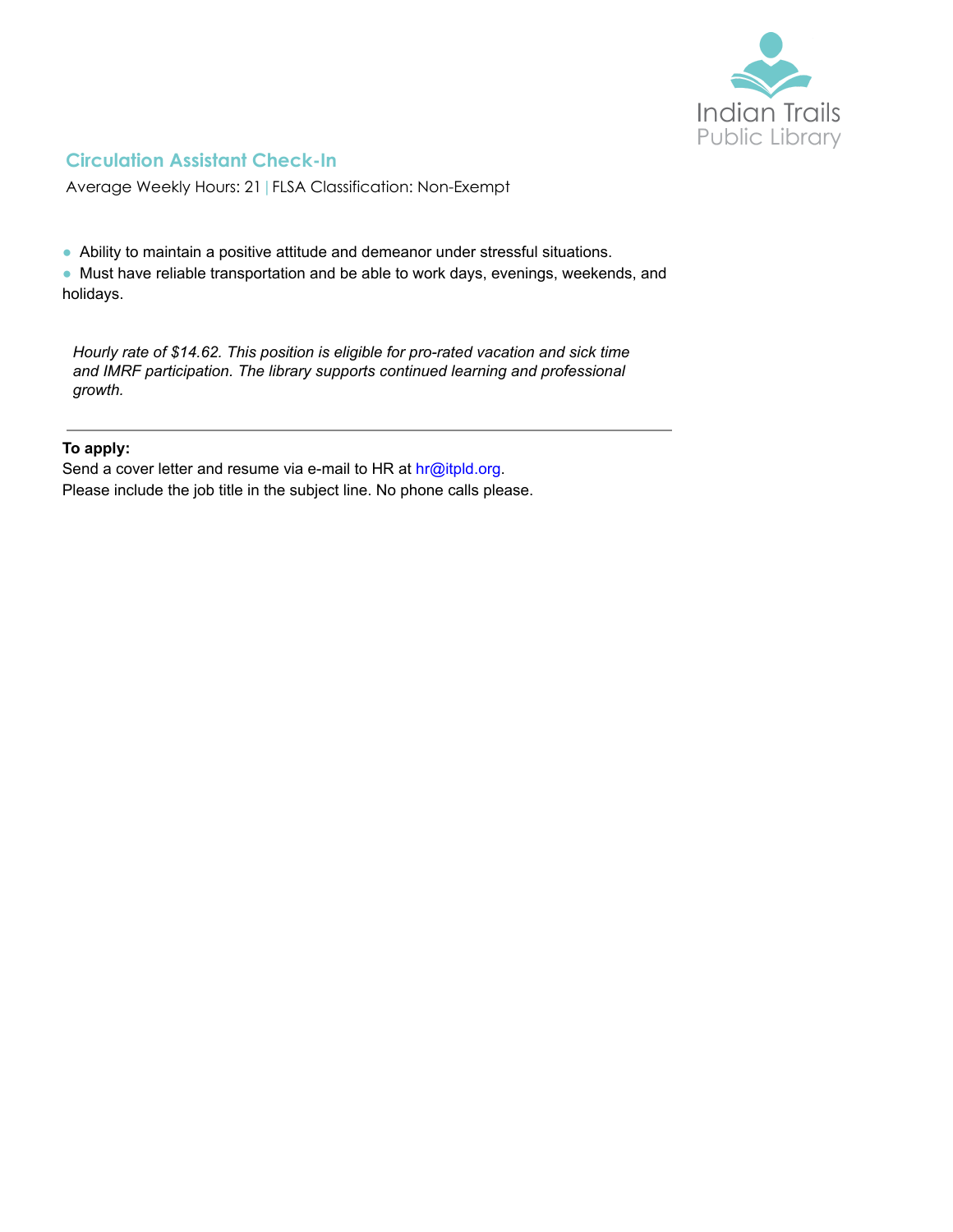Indian Trails Public Library

## Circulation Assistant Check-In

Average Weekly Hours: 21 | FLSA Classification: Non-Exempt

- Ability to maintain a positive attitude and demeanor under stressful situations.
- Must have reliable transportation and be able to work days, evenings, weekends, and holidays.

*Hourly rate of $14.62. This position is eligible for pro-rated vacation and sick time and IMRF participation. The library supports continued learning and professional growth.*

---

**To apply:**

Send a cover letter and resume via e-mail to HR at hr@itpld.org.
Please include the job title in the subject line. No phone calls please.